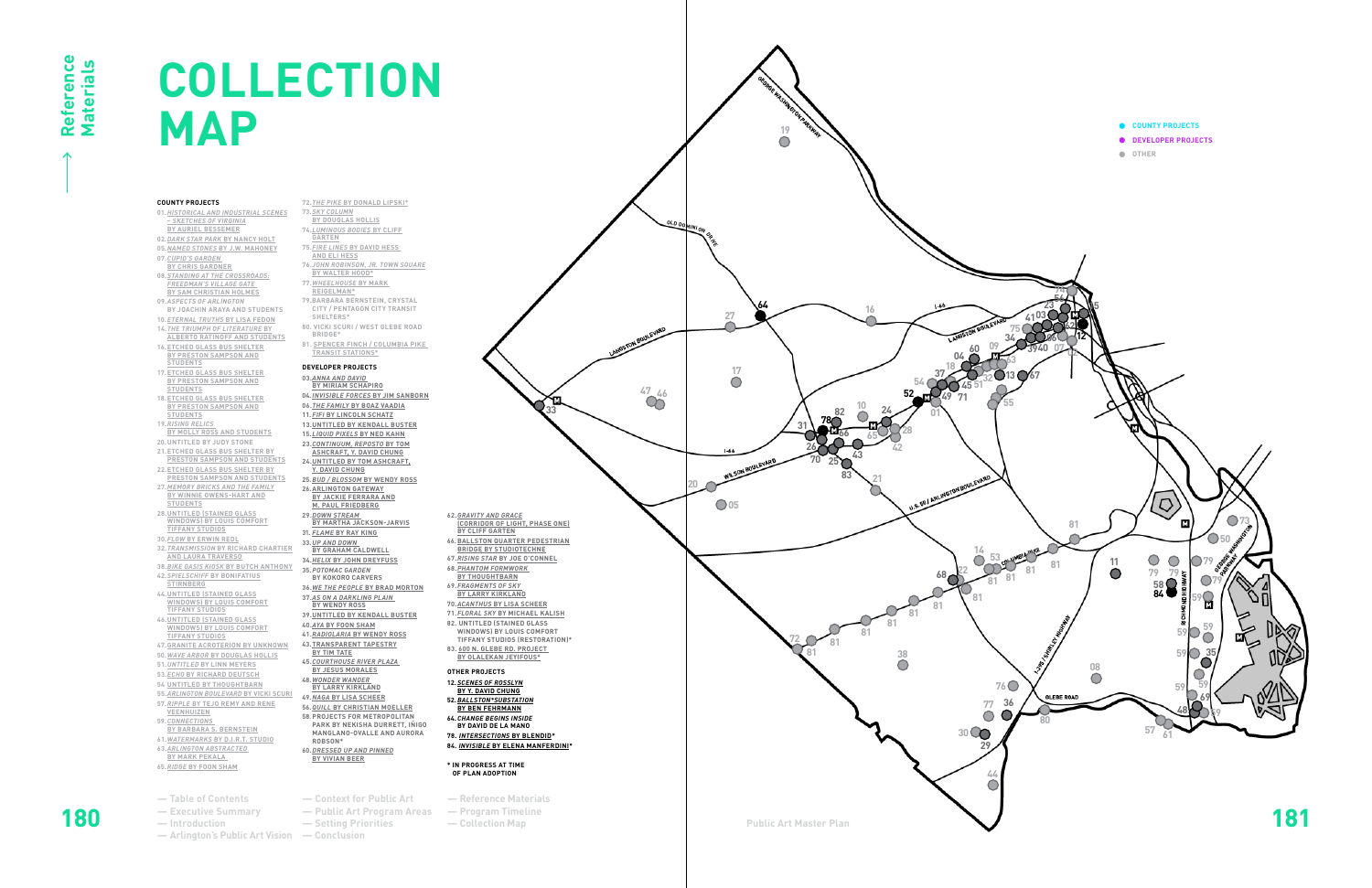# COLLECTION MAP

### COUNTY PROJECTS

- 01. *HISTORICAL AND INDUSTRIAL SCENES – SKETCHES OF VIRGINIA* BY AURIEL BESSEMER
- 02. *DARK STAR PARK* BY NANCY HOLT
- 05. *NAMED STONES* BY J.W. MAHONEY
- 07. *CUPID'S GARDEN* BY CHRIS GARDNER
- 08. *STANDING AT THE CROSSROADS: FREEDMAN'S VILLAGE GATE* BY SAM CHRISTIAN HOLMES
- 09. *ASPECTS OF ARLINGTON* BY JOACHIN ARAYA AND STUDENTS
- 10. *ETERNAL TRUTHS* BY LISA FEDON
- 14. *THE TRIUMPH OF LITERATURE* BY ALBERTO RATINOFF AND STUDENTS
- 16. ETCHED GLASS BUS SHELTER BY PRESTON SAMPSON AND STUDENTS
- 17. ETCHED GLASS BUS SHELTER BY PRESTON SAMPSON AND STUDENTS
- 18. ETCHED GLASS BUS SHELTER BY PRESTON SAMPSON AND STUDENTS
- 19. *RISING RELICS* BY MOLLY ROSS AND STUDENTS
- 20. UNTITLED BY JUDY STONE
- 21. ETCHED GLASS BUS SHELTER BY PRESTON SAMPSON AND STUDENTS
- 22. ETCHED GLASS BUS SHELTER BY PRESTON SAMPSON AND STUDENTS
- 27. *MEMORY BRICKS AND THE FAMILY* BY WINNIE OWENS-HART AND STUDENTS
- 28. UNTITLED (STAINED GLASS WINDOWS) BY LOUIS COMFORT TIFFANY STUDIOS
- 30. *FLOW* BY ERWIN REDL
- 32. *TRANSMISSION* BY RICHARD CHARTIER AND LAURA TRAVERSO
- 38. *BIKE OASIS KIOSK* BY BUTCH ANTHONY
- 42. *SPIELSCHIFF* BY BONIFATIUS STIRNBERG
- 44. UNTITLED (STAINED GLASS WINDOWS) BY LOUIS COMFORT TIFFANY STUDIOS
- 46. UNTITLED (STAINED GLASS WINDOWS) BY LOUIS COMFORT TIFFANY STUDIOS
- 47. GRANITE ACROTERION BY UNKNOWN
- 50. *WAVE ARBOR* BY DOUGLAS HOLLIS
- 51. *UNTITLED* BY LINN MEYERS
- 53. *ECHO* BY RICHARD DEUTSCH
- 54. UNTITLED BY THOUGHTBARN
- 55. *ARLINGTON BOULEVARD* BY VICKI SCURI
- 57. *RIPPLE* BY TEJO REMY AND RENE VEENHUIZEN
- 59. *CONNECTIONS* BY BARBARA S. BERNSTEIN
- 61. *WATERMARKS* BY D.I.R.T. STUDIO
- 63. *ARLINGTON ABSTRACTED* BY MARK PEKALA
- 65. *RIDGE* BY FOON SHAM
- 72. *THE PIKE* BY DONALD LIPSKI*
- 73. *SKY COLUMN* BY DOUGLAS HOLLIS
- 74. *LUMINOUS BODIES* BY CLIFF GARTEN
- 75. *FIRE LINES* BY DAVID HESS AND ELI HESS
- 76. *JOHN ROBINSON, JR. TOWN SQUARE* BY WALTER HOOD*
- 77. *WHEELHOUSE* BY MARK REIGELMAN*
- 79. BARBARA BERNSTEIN, CRYSTAL CITY / PENTAGON CITY TRANSIT SHELTERS*
- 80. VICKI SCURI / WEST GLEBE ROAD BRIDGE*
- 81. SPENCER FINCH / COLUMBIA PIKE TRANSIT STATIONS*

### DEVELOPER PROJECTS

- 03. *ANNA AND DAVID* BY MIRIAM SCHAPIRO
- 04. *INVISIBLE FORCES* BY JIM SANBORN
- 06. *THE FAMILY* BY BOAZ VAADIA
- 11. *FIFI* BY LINCOLN SCHATZ
- 13. UNTITLED BY KENDALL BUSTER
- 15. *LIQUID PIXELS* BY NED KAHN
- 23. *CONTINUUM, REPOSTO* BY TOM ASHCRAFT, Y. DAVID CHUNG
- 24. UNTITLED BY TOM ASHCRAFT, Y. DAVID CHUNG
- 25. *BUD / BLOSSOM* BY WENDY ROSS
- 26. ARLINGTON GATEWAY BY JACKIE FERRARA AND M. PAUL FRIEDBERG
- 29. *DOWN STREAM* BY MARTHA JACKSON-JARVIS
- 31. *FLAME* BY RAY KING
- 33. *UP AND DOWN* BY GRAHAM CALDWELL
- 34. *HELIX* BY JOHN DREYFUSS
- 35. *POTOMAC GARDEN* BY KOKORO CARVERS
- 36. *WE THE PEOPLE* BY BRAD MORTON
- 37. *AS ON A DARKLING PLAIN* BY WENDY ROSS
- 39. UNTITLED BY KENDALL BUSTER
- 40. *AYA* BY FOON SHAM
- 41. *RADIOLARIA* BY WENDY ROSS
- 43. TRANSPARENT TAPESTRY BY TIM TATE
- 45. *COURTHOUSE RIVER PLAZA* BY JESUS MORALES
- 48. *WONDER WANDER* BY LARRY KIRKLAND
- 49. *NAGA* BY LISA SCHEER
- 56. *QUILL* BY CHRISTIAN MOELLER
- 58. PROJECTS FOR METROPOLITAN PARK BY NEKISHA DURRETT, IÑIGO MANGLANO-OVALLE AND AURORA ROBSON*
- 60. *DRESSED UP AND PINNED* BY VIVIAN BEER
- 62. *GRAVITY AND GRACE* (CORRIDOR OF LIGHT, PHASE ONE) BY CLIFF GARTEN
- 66. BALLSTON QUARTER PEDESTRIAN BRIDGE BY STUDIOTECHNE
- 67. *RISING STAR* BY JOE O'CONNEL
- 68. *PHANTOM FORMWORK* BY THOUGHTBARN
- 69. *FRAGMENTS OF SKY* BY LARRY KIRKLAND
- 70. *ACANTHUS* BY LISA SCHEER
- 71. *FLORAL SKY* BY MICHAEL KALISH
- 82. UNTITLED (STAINED GLASS WINDOWS) BY LOUIS COMFORT TIFFANY STUDIOS (RESTORATION)*
- 83. 600 N. GLEBE RD. PROJECT BY OLALEKAN JEYIFOUS*

### OTHER PROJECTS

- 12. *SCENES OF ROSSLYN* BY Y. DAVID CHUNG
- 52. *BALLSTON*SUBSTATION* BY BEN FEHRMANN
- 64. *CHANGE BEGINS INSIDE* BY DAVID DE LA MANO
- 78. *INTERSECTIONS* BY BLENDID*
- 84. *INVISIBLE* BY ELENA MANFERDINI*

\* IN PROGRESS AT TIME OF PLAN ADOPTION

- COUNTY PROJECTS
- DEVELOPER PROJECTS
- OTHER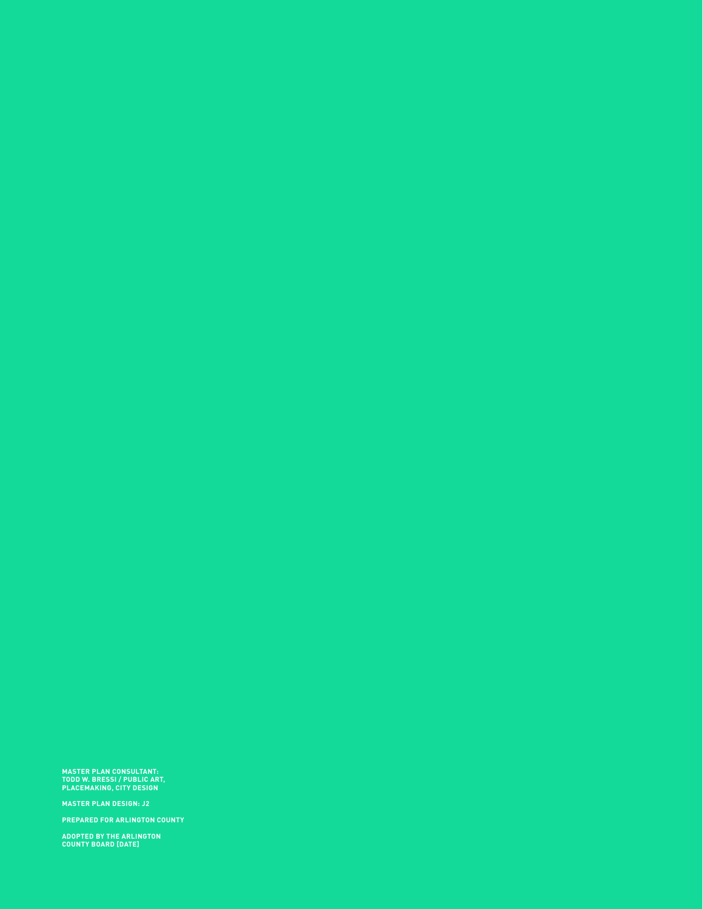MASTER PLAN CONSULTANT:
TODD W. BRESSI / PUBLIC ART,
PLACEMAKING, CITY DESIGN

MASTER PLAN DESIGN: J2

PREPARED FOR ARLINGTON COUNTY

ADOPTED BY THE ARLINGTON
COUNTY BOARD [DATE]